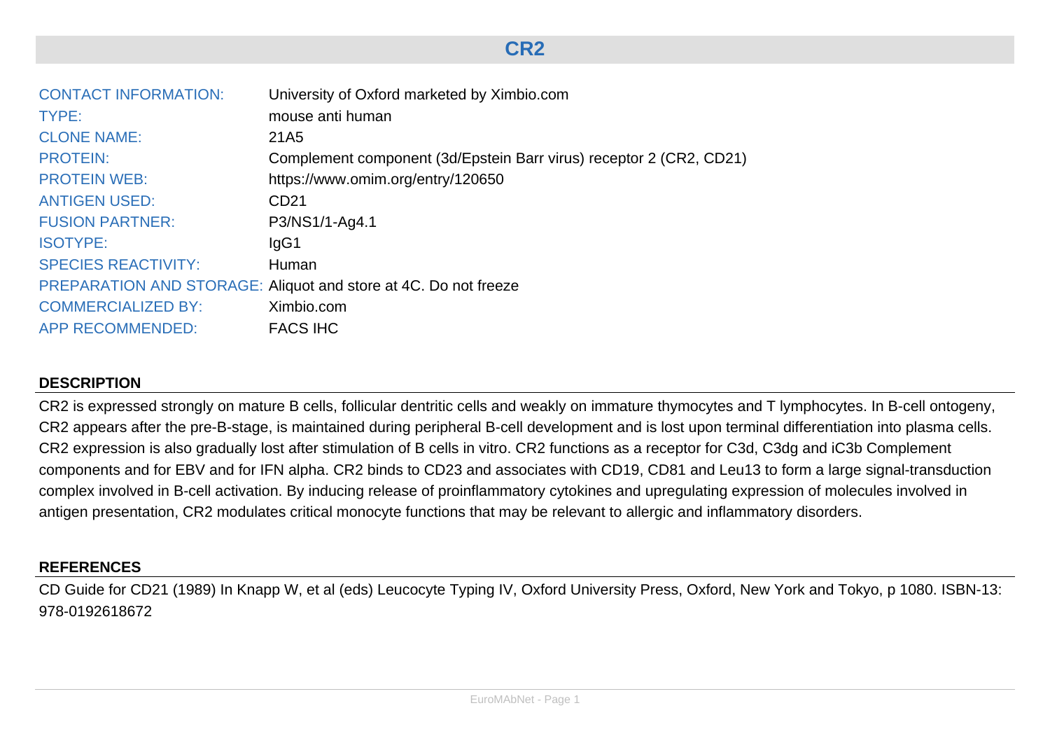# CR2

| | |
|---|---|
| CONTACT INFORMATION: | University of Oxford marketed by Ximbio.com |
| TYPE: | mouse anti human |
| CLONE NAME: | 21A5 |
| PROTEIN: | Complement component (3d/Epstein Barr virus) receptor 2 (CR2, CD21) |
| PROTEIN WEB: | https://www.omim.org/entry/120650 |
| ANTIGEN USED: | CD21 |
| FUSION PARTNER: | P3/NS1/1-Ag4.1 |
| ISOTYPE: | IgG1 |
| SPECIES REACTIVITY: | Human |
| PREPARATION AND STORAGE: | Aliquot and store at 4C. Do not freeze |
| COMMERCIALIZED BY: | Ximbio.com |
| APP RECOMMENDED: | FACS IHC |

## DESCRIPTION

CR2 is expressed strongly on mature B cells, follicular dentritic cells and weakly on immature thymocytes and T lymphocytes. In B-cell ontogeny, CR2 appears after the pre-B-stage, is maintained during peripheral B-cell development and is lost upon terminal differentiation into plasma cells. CR2 expression is also gradually lost after stimulation of B cells in vitro. CR2 functions as a receptor for C3d, C3dg and iC3b Complement components and for EBV and for IFN alpha. CR2 binds to CD23 and associates with CD19, CD81 and Leu13 to form a large signal-transduction complex involved in B-cell activation. By inducing release of proinflammatory cytokines and upregulating expression of molecules involved in antigen presentation, CR2 modulates critical monocyte functions that may be relevant to allergic and inflammatory disorders.

## REFERENCES

CD Guide for CD21 (1989) In Knapp W, et al (eds) Leucocyte Typing IV, Oxford University Press, Oxford, New York and Tokyo, p 1080. ISBN-13: 978-0192618672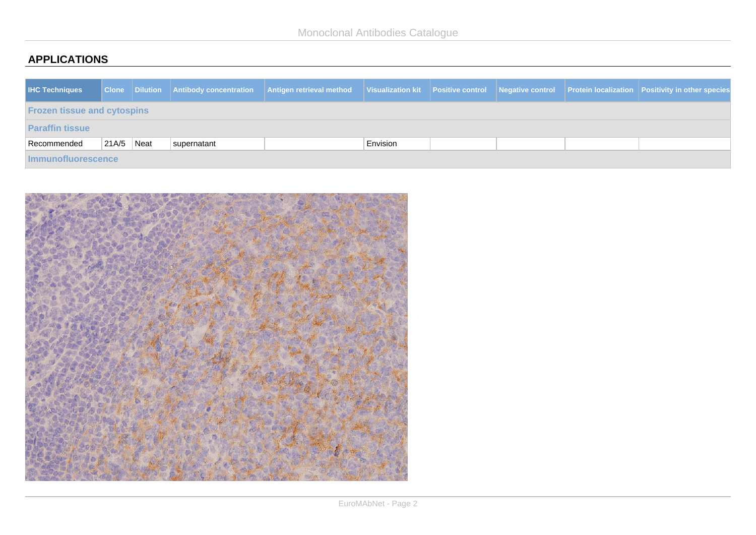## APPLICATIONS

| IHC Techniques | Clone | Dilution | Antibody concentration | Antigen retrieval method | Visualization kit | Positive control | Negative control | Protein localization | Positivity in other species |
|---|---|---|---|---|---|---|---|---|---|
| **Frozen tissue and cytospins** | | | | | | | | | |
| **Paraffin tissue** | | | | | | | | | |
| Recommended | 21A/5 | Neat | supernatant | | Envision | | | | |
| **Immunofluorescence** | | | | | | | | | |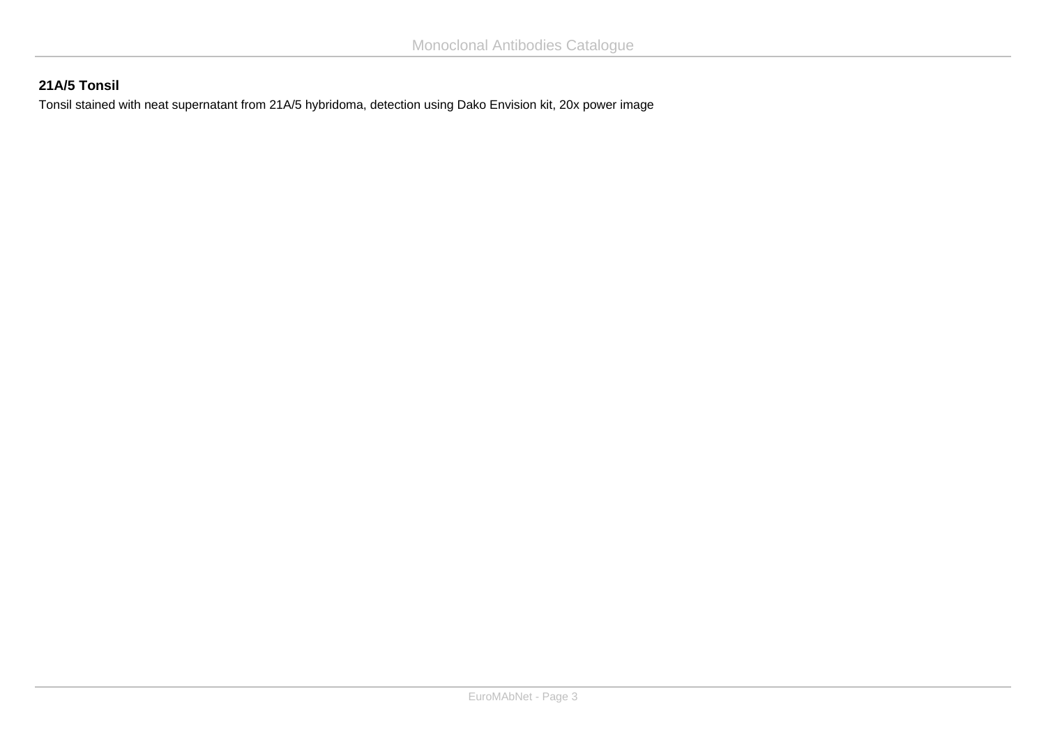**21A/5 Tonsil**

Tonsil stained with neat supernatant from 21A/5 hybridoma, detection using Dako Envision kit, 20x power image